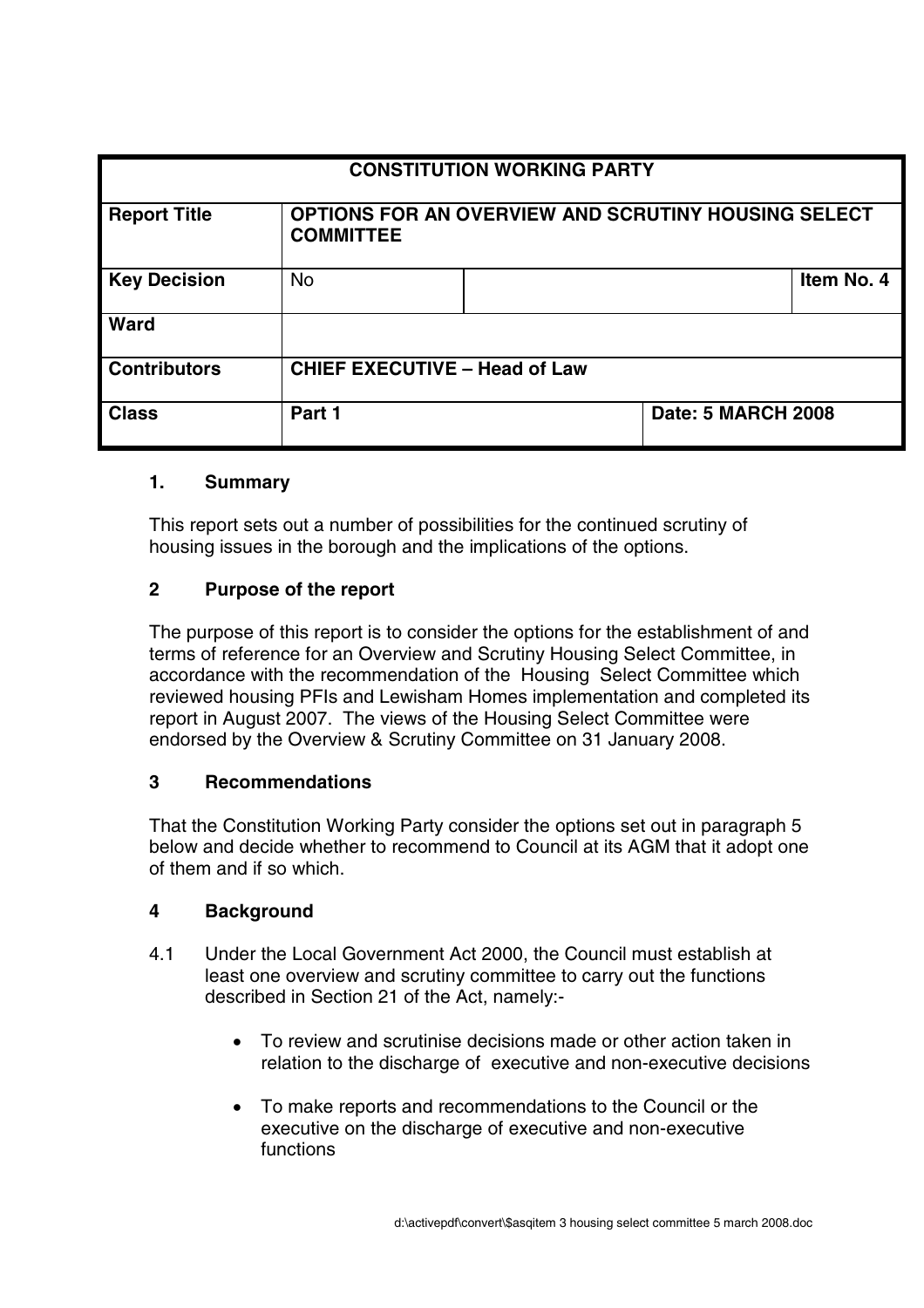| CONSTITUTION WORKING PARTY | | | |
|---|---|---|---|
| **Report Title** | **OPTIONS FOR AN OVERVIEW AND SCRUTINY HOUSING SELECT COMMITTEE** | | |
| **Key Decision** | No | | **Item No. 4** |
| **Ward** | | | |
| **Contributors** | **CHIEF EXECUTIVE – Head of Law** | | |
| **Class** | **Part 1** | **Date: 5 MARCH 2008** | |

## 1. Summary

This report sets out a number of possibilities for the continued scrutiny of housing issues in the borough and the implications of the options.

## 2 Purpose of the report

The purpose of this report is to consider the options for the establishment of and terms of reference for an Overview and Scrutiny Housing Select Committee, in accordance with the recommendation of the Housing Select Committee which reviewed housing PFIs and Lewisham Homes implementation and completed its report in August 2007. The views of the Housing Select Committee were endorsed by the Overview & Scrutiny Committee on 31 January 2008.

## 3 Recommendations

That the Constitution Working Party consider the options set out in paragraph 5 below and decide whether to recommend to Council at its AGM that it adopt one of them and if so which.

## 4 Background

4.1 Under the Local Government Act 2000, the Council must establish at least one overview and scrutiny committee to carry out the functions described in Section 21 of the Act, namely:-

- To review and scrutinise decisions made or other action taken in relation to the discharge of executive and non-executive decisions
- To make reports and recommendations to the Council or the executive on the discharge of executive and non-executive functions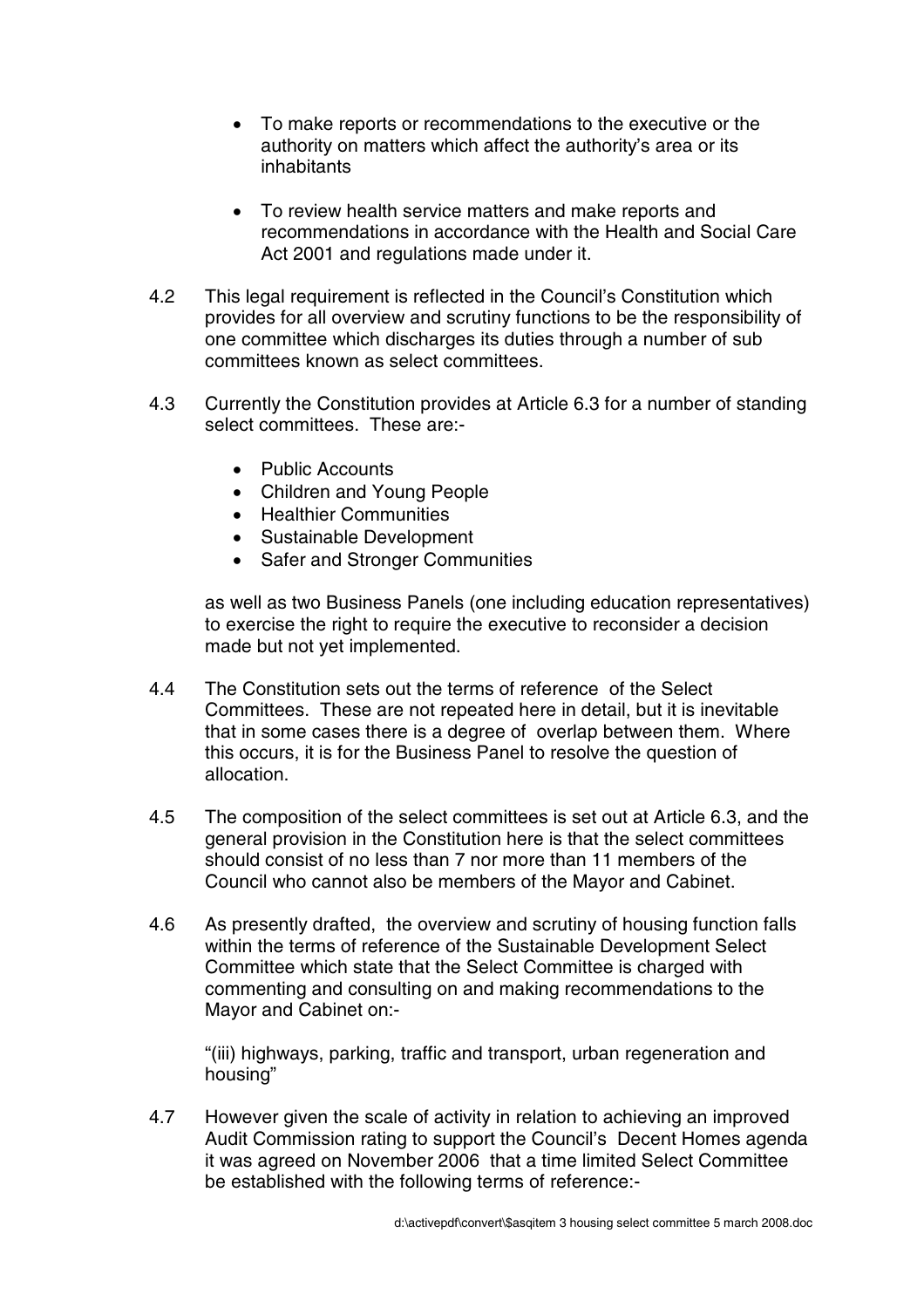- To make reports or recommendations to the executive or the authority on matters which affect the authority's area or its inhabitants

- To review health service matters and make reports and recommendations in accordance with the Health and Social Care Act 2001 and regulations made under it.

4.2 This legal requirement is reflected in the Council's Constitution which provides for all overview and scrutiny functions to be the responsibility of one committee which discharges its duties through a number of sub committees known as select committees.

4.3 Currently the Constitution provides at Article 6.3 for a number of standing select committees. These are:-

- Public Accounts
- Children and Young People
- Healthier Communities
- Sustainable Development
- Safer and Stronger Communities

as well as two Business Panels (one including education representatives) to exercise the right to require the executive to reconsider a decision made but not yet implemented.

4.4 The Constitution sets out the terms of reference of the Select Committees. These are not repeated here in detail, but it is inevitable that in some cases there is a degree of overlap between them. Where this occurs, it is for the Business Panel to resolve the question of allocation.

4.5 The composition of the select committees is set out at Article 6.3, and the general provision in the Constitution here is that the select committees should consist of no less than 7 nor more than 11 members of the Council who cannot also be members of the Mayor and Cabinet.

4.6 As presently drafted, the overview and scrutiny of housing function falls within the terms of reference of the Sustainable Development Select Committee which state that the Select Committee is charged with commenting and consulting on and making recommendations to the Mayor and Cabinet on:-

"(iii) highways, parking, traffic and transport, urban regeneration and housing"

4.7 However given the scale of activity in relation to achieving an improved Audit Commission rating to support the Council's Decent Homes agenda it was agreed on November 2006 that a time limited Select Committee be established with the following terms of reference:-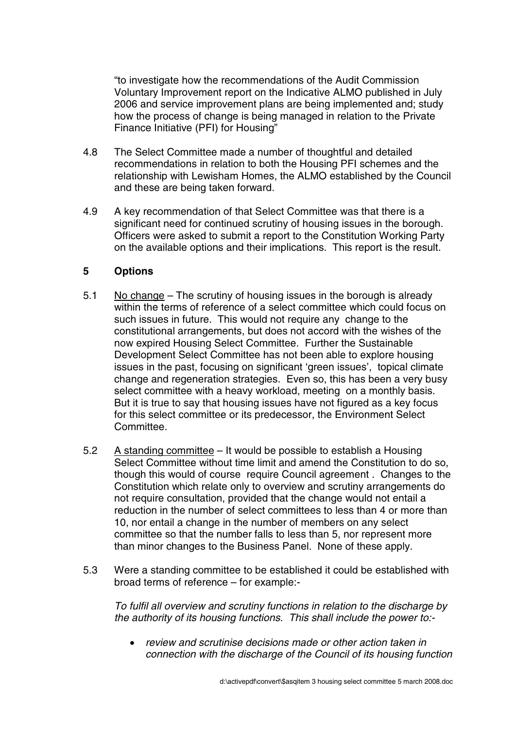"to investigate how the recommendations of the Audit Commission Voluntary Improvement report on the Indicative ALMO published in July 2006 and service improvement plans are being implemented and; study how the process of change is being managed in relation to the Private Finance Initiative (PFI) for Housing"

4.8 The Select Committee made a number of thoughtful and detailed recommendations in relation to both the Housing PFI schemes and the relationship with Lewisham Homes, the ALMO established by the Council and these are being taken forward.

4.9 A key recommendation of that Select Committee was that there is a significant need for continued scrutiny of housing issues in the borough. Officers were asked to submit a report to the Constitution Working Party on the available options and their implications. This report is the result.

## 5 Options

5.1 No change – The scrutiny of housing issues in the borough is already within the terms of reference of a select committee which could focus on such issues in future. This would not require any change to the constitutional arrangements, but does not accord with the wishes of the now expired Housing Select Committee. Further the Sustainable Development Select Committee has not been able to explore housing issues in the past, focusing on significant 'green issues', topical climate change and regeneration strategies. Even so, this has been a very busy select committee with a heavy workload, meeting on a monthly basis. But it is true to say that housing issues have not figured as a key focus for this select committee or its predecessor, the Environment Select Committee.

5.2 A standing committee – It would be possible to establish a Housing Select Committee without time limit and amend the Constitution to do so, though this would of course require Council agreement . Changes to the Constitution which relate only to overview and scrutiny arrangements do not require consultation, provided that the change would not entail a reduction in the number of select committees to less than 4 or more than 10, nor entail a change in the number of members on any select committee so that the number falls to less than 5, nor represent more than minor changes to the Business Panel. None of these apply.

5.3 Were a standing committee to be established it could be established with broad terms of reference – for example:-

*To fulfil all overview and scrutiny functions in relation to the discharge by the authority of its housing functions. This shall include the power to:-*

- *review and scrutinise decisions made or other action taken in connection with the discharge of the Council of its housing function*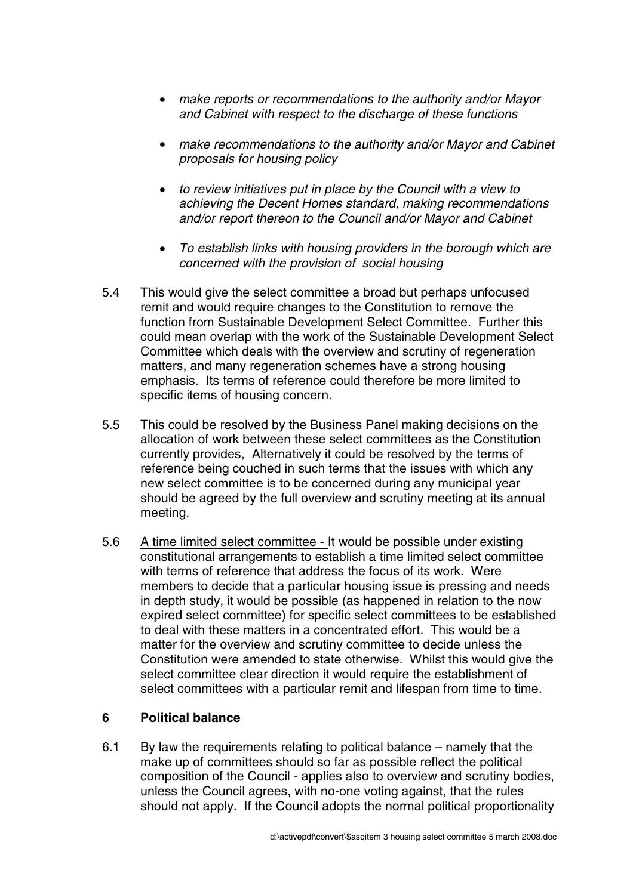- *make reports or recommendations to the authority and/or Mayor and Cabinet with respect to the discharge of these functions*

- *make recommendations to the authority and/or Mayor and Cabinet proposals for housing policy*

- *to review initiatives put in place by the Council with a view to achieving the Decent Homes standard, making recommendations and/or report thereon to the Council and/or Mayor and Cabinet*

- *To establish links with housing providers in the borough which are concerned with the provision of social housing*

5.4 This would give the select committee a broad but perhaps unfocused remit and would require changes to the Constitution to remove the function from Sustainable Development Select Committee. Further this could mean overlap with the work of the Sustainable Development Select Committee which deals with the overview and scrutiny of regeneration matters, and many regeneration schemes have a strong housing emphasis. Its terms of reference could therefore be more limited to specific items of housing concern.

5.5 This could be resolved by the Business Panel making decisions on the allocation of work between these select committees as the Constitution currently provides, Alternatively it could be resolved by the terms of reference being couched in such terms that the issues with which any new select committee is to be concerned during any municipal year should be agreed by the full overview and scrutiny meeting at its annual meeting.

5.6 A time limited select committee - It would be possible under existing constitutional arrangements to establish a time limited select committee with terms of reference that address the focus of its work. Were members to decide that a particular housing issue is pressing and needs in depth study, it would be possible (as happened in relation to the now expired select committee) for specific select committees to be established to deal with these matters in a concentrated effort. This would be a matter for the overview and scrutiny committee to decide unless the Constitution were amended to state otherwise. Whilst this would give the select committee clear direction it would require the establishment of select committees with a particular remit and lifespan from time to time.

## 6 Political balance

6.1 By law the requirements relating to political balance – namely that the make up of committees should so far as possible reflect the political composition of the Council - applies also to overview and scrutiny bodies, unless the Council agrees, with no-one voting against, that the rules should not apply. If the Council adopts the normal political proportionality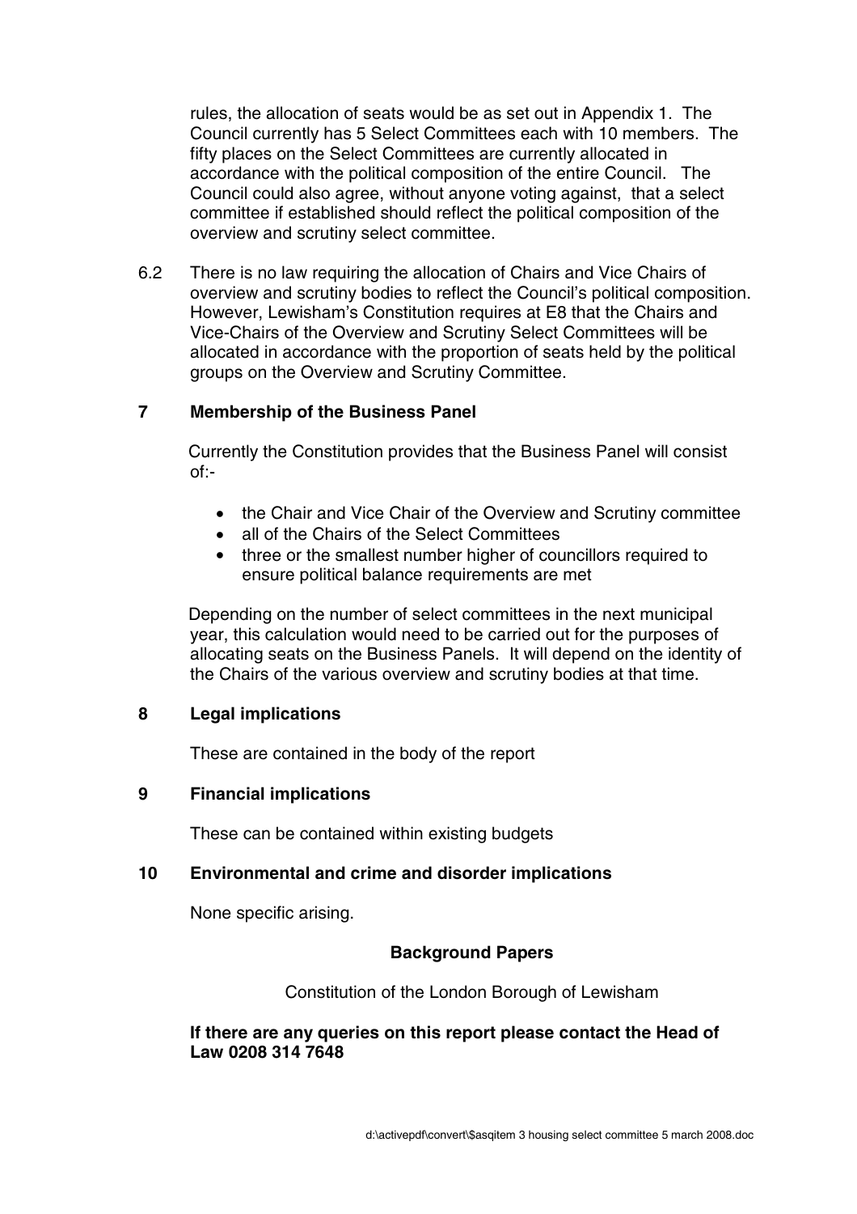rules, the allocation of seats would be as set out in Appendix 1. The Council currently has 5 Select Committees each with 10 members. The fifty places on the Select Committees are currently allocated in accordance with the political composition of the entire Council. The Council could also agree, without anyone voting against, that a select committee if established should reflect the political composition of the overview and scrutiny select committee.

6.2 There is no law requiring the allocation of Chairs and Vice Chairs of overview and scrutiny bodies to reflect the Council's political composition. However, Lewisham's Constitution requires at E8 that the Chairs and Vice-Chairs of the Overview and Scrutiny Select Committees will be allocated in accordance with the proportion of seats held by the political groups on the Overview and Scrutiny Committee.

## 7 Membership of the Business Panel

Currently the Constitution provides that the Business Panel will consist of:-

- the Chair and Vice Chair of the Overview and Scrutiny committee
- all of the Chairs of the Select Committees
- three or the smallest number higher of councillors required to ensure political balance requirements are met

Depending on the number of select committees in the next municipal year, this calculation would need to be carried out for the purposes of allocating seats on the Business Panels. It will depend on the identity of the Chairs of the various overview and scrutiny bodies at that time.

## 8 Legal implications

These are contained in the body of the report

## 9 Financial implications

These can be contained within existing budgets

## 10 Environmental and crime and disorder implications

None specific arising.

**Background Papers**

Constitution of the London Borough of Lewisham

**If there are any queries on this report please contact the Head of Law 0208 314 7648**

d:\activepdf\convert\$asqitem 3 housing select committee 5 march 2008.doc